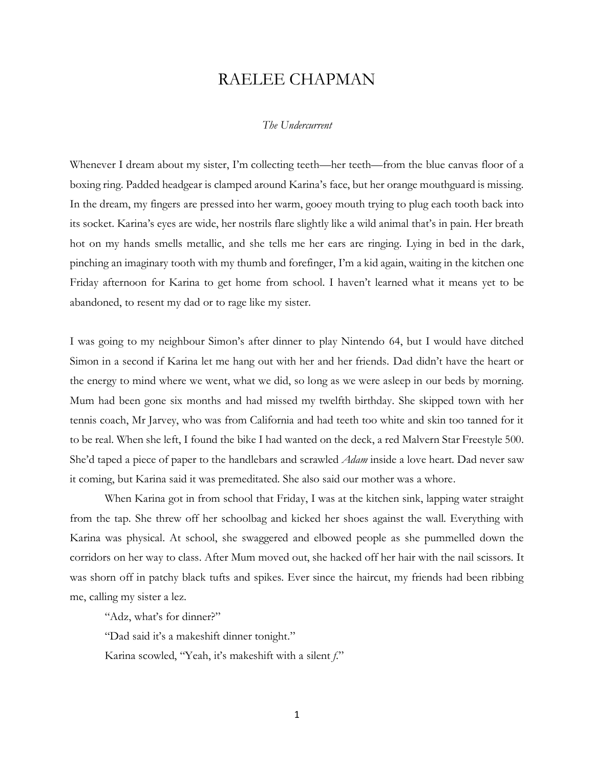# RAELEE CHAPMAN

*The Undercurrent*

Whenever I dream about my sister, I'm collecting teeth—her teeth—from the blue canvas floor of a boxing ring. Padded headgear is clamped around Karina's face, but her orange mouthguard is missing. In the dream, my fingers are pressed into her warm, gooey mouth trying to plug each tooth back into its socket. Karina's eyes are wide, her nostrils flare slightly like a wild animal that's in pain. Her breath hot on my hands smells metallic, and she tells me her ears are ringing. Lying in bed in the dark, pinching an imaginary tooth with my thumb and forefinger, I'm a kid again, waiting in the kitchen one Friday afternoon for Karina to get home from school. I haven't learned what it means yet to be abandoned, to resent my dad or to rage like my sister.

I was going to my neighbour Simon's after dinner to play Nintendo 64, but I would have ditched Simon in a second if Karina let me hang out with her and her friends. Dad didn't have the heart or the energy to mind where we went, what we did, so long as we were asleep in our beds by morning. Mum had been gone six months and had missed my twelfth birthday. She skipped town with her tennis coach, Mr Jarvey, who was from California and had teeth too white and skin too tanned for it to be real. When she left, I found the bike I had wanted on the deck, a red Malvern Star Freestyle 500. She'd taped a piece of paper to the handlebars and scrawled *Adam* inside a love heart. Dad never saw it coming, but Karina said it was premeditated. She also said our mother was a whore.

When Karina got in from school that Friday, I was at the kitchen sink, lapping water straight from the tap. She threw off her schoolbag and kicked her shoes against the wall. Everything with Karina was physical. At school, she swaggered and elbowed people as she pummelled down the corridors on her way to class. After Mum moved out, she hacked off her hair with the nail scissors. It was shorn off in patchy black tufts and spikes. Ever since the haircut, my friends had been ribbing me, calling my sister a lez.

"Adz, what's for dinner?"

"Dad said it's a makeshift dinner tonight."

Karina scowled, "Yeah, it's makeshift with a silent *f*."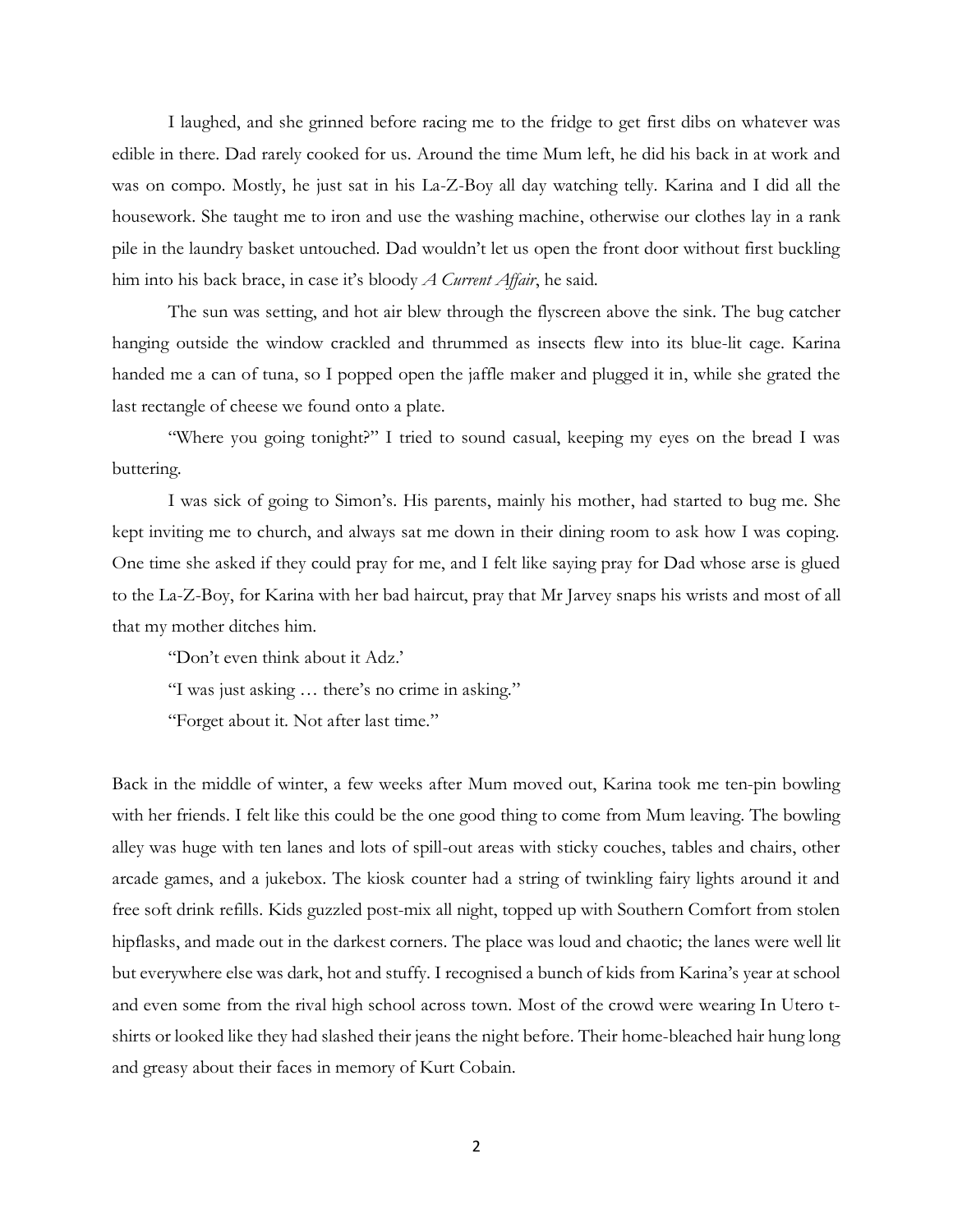I laughed, and she grinned before racing me to the fridge to get first dibs on whatever was edible in there. Dad rarely cooked for us. Around the time Mum left, he did his back in at work and was on compo. Mostly, he just sat in his La-Z-Boy all day watching telly. Karina and I did all the housework. She taught me to iron and use the washing machine, otherwise our clothes lay in a rank pile in the laundry basket untouched. Dad wouldn't let us open the front door without first buckling him into his back brace, in case it's bloody *A Current Affair*, he said.

The sun was setting, and hot air blew through the flyscreen above the sink. The bug catcher hanging outside the window crackled and thrummed as insects flew into its blue-lit cage. Karina handed me a can of tuna, so I popped open the jaffle maker and plugged it in, while she grated the last rectangle of cheese we found onto a plate.

"Where you going tonight?" I tried to sound casual, keeping my eyes on the bread I was buttering.

I was sick of going to Simon's. His parents, mainly his mother, had started to bug me. She kept inviting me to church, and always sat me down in their dining room to ask how I was coping. One time she asked if they could pray for me, and I felt like saying pray for Dad whose arse is glued to the La-Z-Boy, for Karina with her bad haircut, pray that Mr Jarvey snaps his wrists and most of all that my mother ditches him.

"Don't even think about it Adz.'

"I was just asking … there's no crime in asking."

"Forget about it. Not after last time."

Back in the middle of winter, a few weeks after Mum moved out, Karina took me ten-pin bowling with her friends. I felt like this could be the one good thing to come from Mum leaving. The bowling alley was huge with ten lanes and lots of spill-out areas with sticky couches, tables and chairs, other arcade games, and a jukebox. The kiosk counter had a string of twinkling fairy lights around it and free soft drink refills. Kids guzzled post-mix all night, topped up with Southern Comfort from stolen hipflasks, and made out in the darkest corners. The place was loud and chaotic; the lanes were well lit but everywhere else was dark, hot and stuffy. I recognised a bunch of kids from Karina's year at school and even some from the rival high school across town. Most of the crowd were wearing In Utero t-shirts or looked like they had slashed their jeans the night before. Their home-bleached hair hung long and greasy about their faces in memory of Kurt Cobain.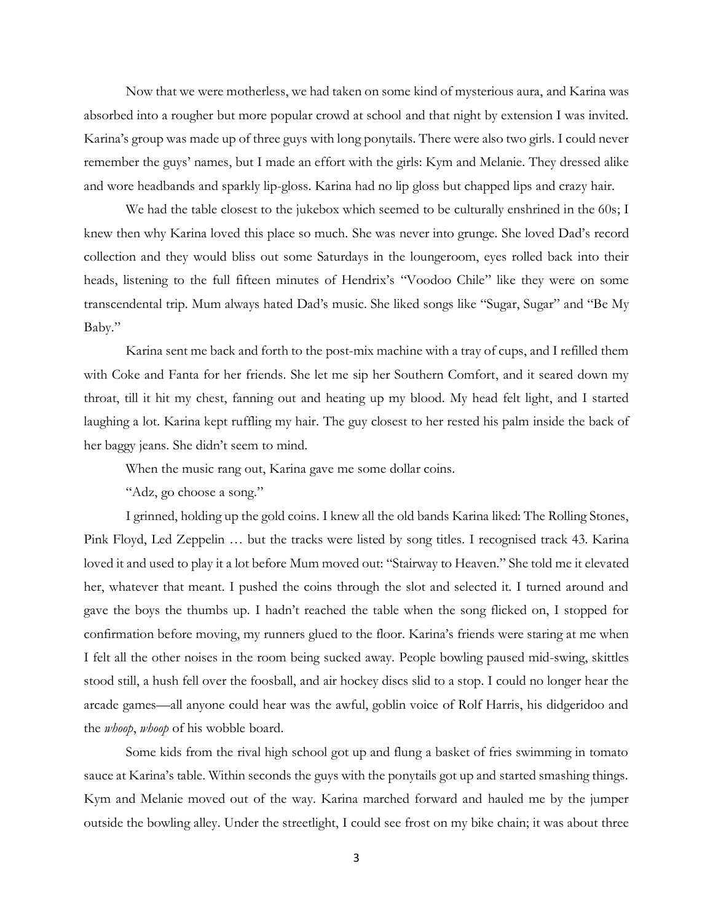Now that we were motherless, we had taken on some kind of mysterious aura, and Karina was absorbed into a rougher but more popular crowd at school and that night by extension I was invited. Karina's group was made up of three guys with long ponytails. There were also two girls. I could never remember the guys' names, but I made an effort with the girls: Kym and Melanie. They dressed alike and wore headbands and sparkly lip-gloss. Karina had no lip gloss but chapped lips and crazy hair.

We had the table closest to the jukebox which seemed to be culturally enshrined in the 60s; I knew then why Karina loved this place so much. She was never into grunge. She loved Dad's record collection and they would bliss out some Saturdays in the loungeroom, eyes rolled back into their heads, listening to the full fifteen minutes of Hendrix's "Voodoo Chile" like they were on some transcendental trip. Mum always hated Dad's music. She liked songs like "Sugar, Sugar" and "Be My Baby."

Karina sent me back and forth to the post-mix machine with a tray of cups, and I refilled them with Coke and Fanta for her friends. She let me sip her Southern Comfort, and it seared down my throat, till it hit my chest, fanning out and heating up my blood. My head felt light, and I started laughing a lot. Karina kept ruffling my hair. The guy closest to her rested his palm inside the back of her baggy jeans. She didn't seem to mind.

When the music rang out, Karina gave me some dollar coins.

"Adz, go choose a song."

I grinned, holding up the gold coins. I knew all the old bands Karina liked: The Rolling Stones, Pink Floyd, Led Zeppelin … but the tracks were listed by song titles. I recognised track 43. Karina loved it and used to play it a lot before Mum moved out: "Stairway to Heaven." She told me it elevated her, whatever that meant. I pushed the coins through the slot and selected it. I turned around and gave the boys the thumbs up. I hadn't reached the table when the song flicked on, I stopped for confirmation before moving, my runners glued to the floor. Karina's friends were staring at me when I felt all the other noises in the room being sucked away. People bowling paused mid-swing, skittles stood still, a hush fell over the foosball, and air hockey discs slid to a stop. I could no longer hear the arcade games—all anyone could hear was the awful, goblin voice of Rolf Harris, his didgeridoo and the *whoop*, *whoop* of his wobble board.

Some kids from the rival high school got up and flung a basket of fries swimming in tomato sauce at Karina's table. Within seconds the guys with the ponytails got up and started smashing things. Kym and Melanie moved out of the way. Karina marched forward and hauled me by the jumper outside the bowling alley. Under the streetlight, I could see frost on my bike chain; it was about three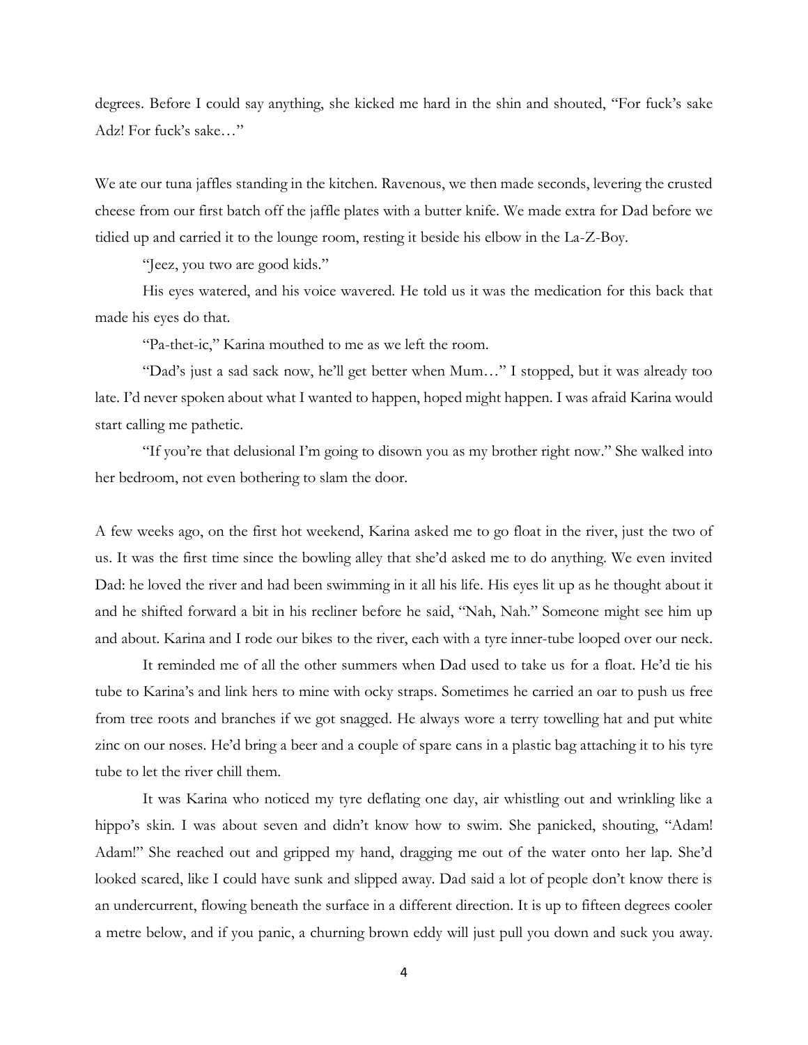degrees. Before I could say anything, she kicked me hard in the shin and shouted, "For fuck's sake Adz! For fuck's sake…"

We ate our tuna jaffles standing in the kitchen. Ravenous, we then made seconds, levering the crusted cheese from our first batch off the jaffle plates with a butter knife. We made extra for Dad before we tidied up and carried it to the lounge room, resting it beside his elbow in the La-Z-Boy.

"Jeez, you two are good kids."

His eyes watered, and his voice wavered. He told us it was the medication for this back that made his eyes do that.

"Pa-thet-ic," Karina mouthed to me as we left the room.

"Dad's just a sad sack now, he'll get better when Mum…" I stopped, but it was already too late. I'd never spoken about what I wanted to happen, hoped might happen. I was afraid Karina would start calling me pathetic.

"If you're that delusional I'm going to disown you as my brother right now." She walked into her bedroom, not even bothering to slam the door.

A few weeks ago, on the first hot weekend, Karina asked me to go float in the river, just the two of us. It was the first time since the bowling alley that she'd asked me to do anything. We even invited Dad: he loved the river and had been swimming in it all his life. His eyes lit up as he thought about it and he shifted forward a bit in his recliner before he said, "Nah, Nah." Someone might see him up and about. Karina and I rode our bikes to the river, each with a tyre inner-tube looped over our neck.

It reminded me of all the other summers when Dad used to take us for a float. He'd tie his tube to Karina's and link hers to mine with ocky straps. Sometimes he carried an oar to push us free from tree roots and branches if we got snagged. He always wore a terry towelling hat and put white zinc on our noses. He'd bring a beer and a couple of spare cans in a plastic bag attaching it to his tyre tube to let the river chill them.

It was Karina who noticed my tyre deflating one day, air whistling out and wrinkling like a hippo's skin. I was about seven and didn't know how to swim. She panicked, shouting, "Adam! Adam!" She reached out and gripped my hand, dragging me out of the water onto her lap. She'd looked scared, like I could have sunk and slipped away. Dad said a lot of people don't know there is an undercurrent, flowing beneath the surface in a different direction. It is up to fifteen degrees cooler a metre below, and if you panic, a churning brown eddy will just pull you down and suck you away.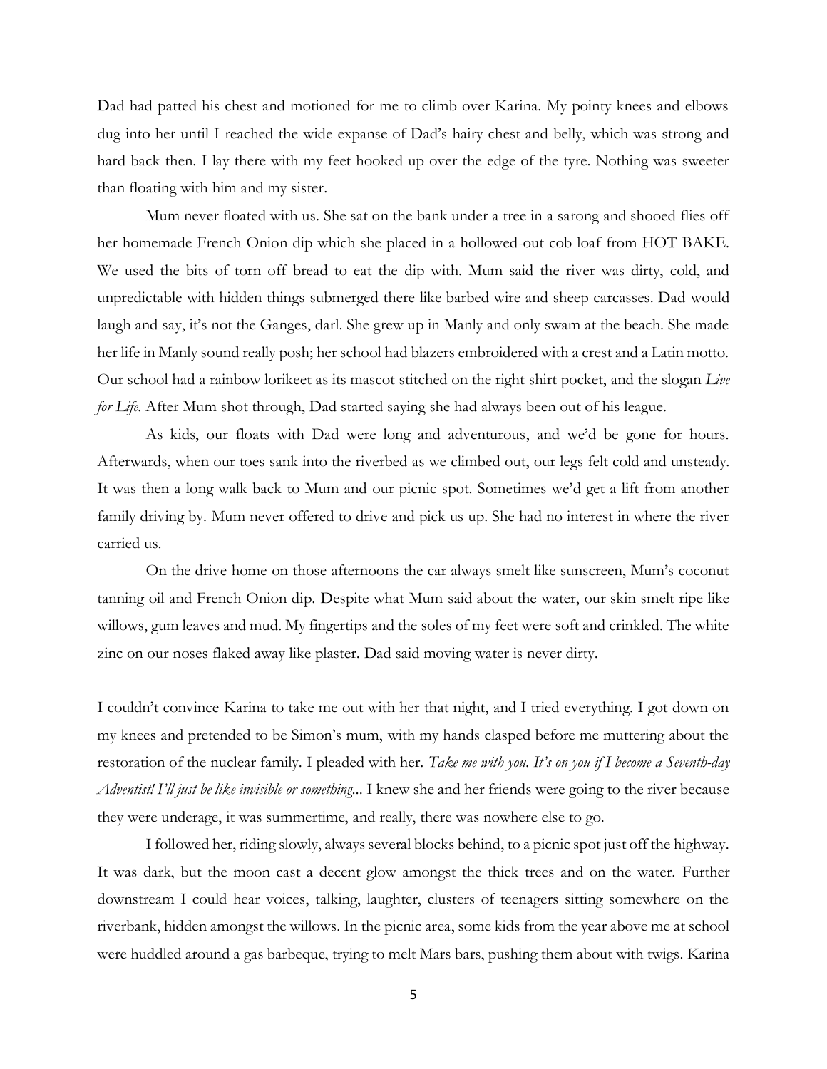Dad had patted his chest and motioned for me to climb over Karina. My pointy knees and elbows dug into her until I reached the wide expanse of Dad's hairy chest and belly, which was strong and hard back then. I lay there with my feet hooked up over the edge of the tyre. Nothing was sweeter than floating with him and my sister.

Mum never floated with us. She sat on the bank under a tree in a sarong and shooed flies off her homemade French Onion dip which she placed in a hollowed-out cob loaf from HOT BAKE. We used the bits of torn off bread to eat the dip with. Mum said the river was dirty, cold, and unpredictable with hidden things submerged there like barbed wire and sheep carcasses. Dad would laugh and say, it's not the Ganges, darl. She grew up in Manly and only swam at the beach. She made her life in Manly sound really posh; her school had blazers embroidered with a crest and a Latin motto. Our school had a rainbow lorikeet as its mascot stitched on the right shirt pocket, and the slogan *Live for Life.* After Mum shot through, Dad started saying she had always been out of his league.

As kids, our floats with Dad were long and adventurous, and we'd be gone for hours. Afterwards, when our toes sank into the riverbed as we climbed out, our legs felt cold and unsteady. It was then a long walk back to Mum and our picnic spot. Sometimes we'd get a lift from another family driving by. Mum never offered to drive and pick us up. She had no interest in where the river carried us.

On the drive home on those afternoons the car always smelt like sunscreen, Mum's coconut tanning oil and French Onion dip. Despite what Mum said about the water, our skin smelt ripe like willows, gum leaves and mud. My fingertips and the soles of my feet were soft and crinkled. The white zinc on our noses flaked away like plaster. Dad said moving water is never dirty.

I couldn't convince Karina to take me out with her that night, and I tried everything. I got down on my knees and pretended to be Simon's mum, with my hands clasped before me muttering about the restoration of the nuclear family. I pleaded with her. *Take me with you. It's on you if I become a Seventh-day Adventist! I'll just be like invisible or something...* I knew she and her friends were going to the river because they were underage, it was summertime, and really, there was nowhere else to go.

I followed her, riding slowly, always several blocks behind, to a picnic spot just off the highway. It was dark, but the moon cast a decent glow amongst the thick trees and on the water. Further downstream I could hear voices, talking, laughter, clusters of teenagers sitting somewhere on the riverbank, hidden amongst the willows. In the picnic area, some kids from the year above me at school were huddled around a gas barbeque, trying to melt Mars bars, pushing them about with twigs. Karina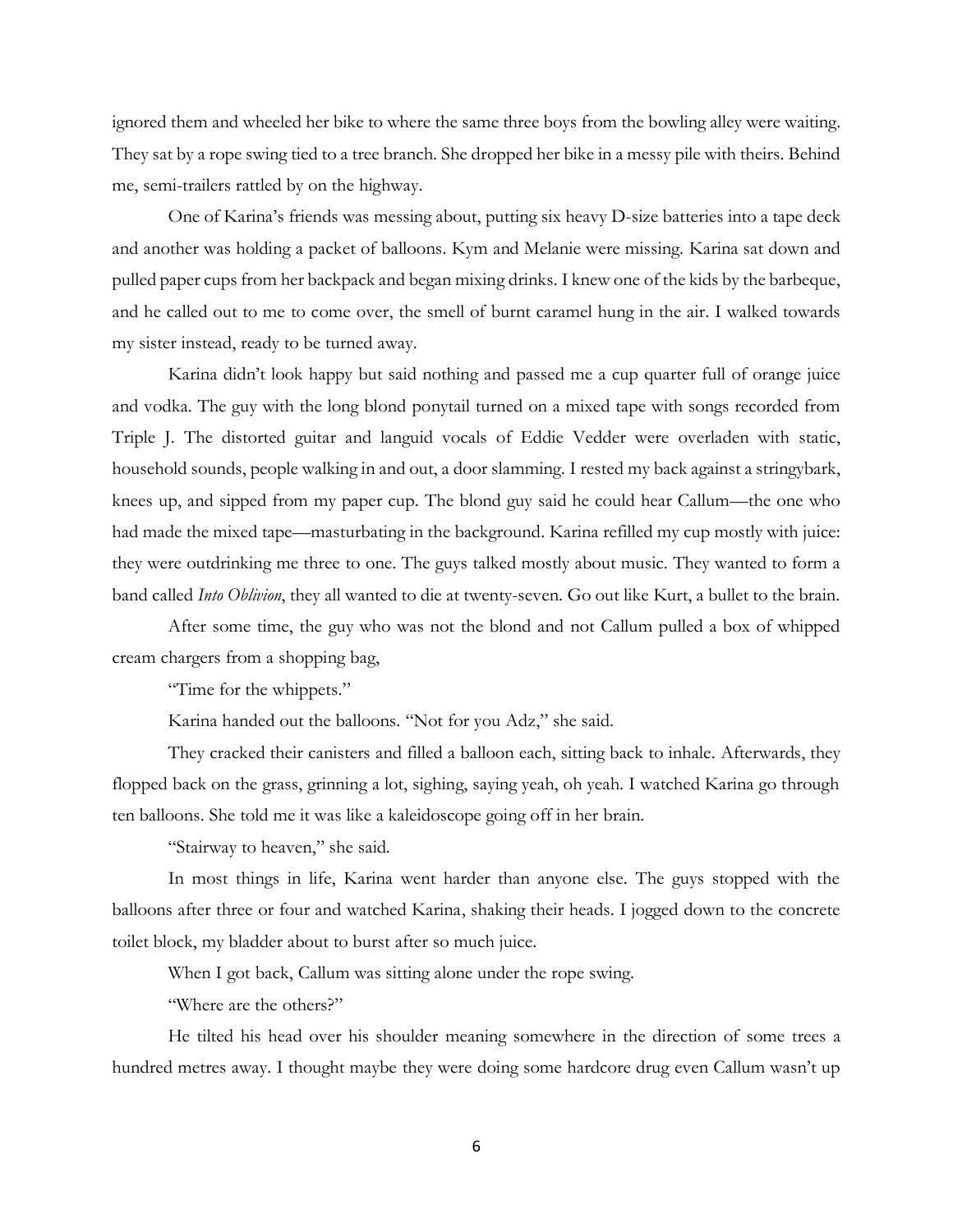ignored them and wheeled her bike to where the same three boys from the bowling alley were waiting. They sat by a rope swing tied to a tree branch. She dropped her bike in a messy pile with theirs. Behind me, semi-trailers rattled by on the highway.

One of Karina's friends was messing about, putting six heavy D-size batteries into a tape deck and another was holding a packet of balloons. Kym and Melanie were missing. Karina sat down and pulled paper cups from her backpack and began mixing drinks. I knew one of the kids by the barbeque, and he called out to me to come over, the smell of burnt caramel hung in the air. I walked towards my sister instead, ready to be turned away.

Karina didn't look happy but said nothing and passed me a cup quarter full of orange juice and vodka. The guy with the long blond ponytail turned on a mixed tape with songs recorded from Triple J. The distorted guitar and languid vocals of Eddie Vedder were overladen with static, household sounds, people walking in and out, a door slamming. I rested my back against a stringybark, knees up, and sipped from my paper cup. The blond guy said he could hear Callum—the one who had made the mixed tape—masturbating in the background. Karina refilled my cup mostly with juice: they were outdrinking me three to one. The guys talked mostly about music. They wanted to form a band called *Into Oblivion*, they all wanted to die at twenty-seven. Go out like Kurt, a bullet to the brain.

After some time, the guy who was not the blond and not Callum pulled a box of whipped cream chargers from a shopping bag,

"Time for the whippets."

Karina handed out the balloons. "Not for you Adz," she said.

They cracked their canisters and filled a balloon each, sitting back to inhale. Afterwards, they flopped back on the grass, grinning a lot, sighing, saying yeah, oh yeah. I watched Karina go through ten balloons. She told me it was like a kaleidoscope going off in her brain.

"Stairway to heaven," she said.

In most things in life, Karina went harder than anyone else. The guys stopped with the balloons after three or four and watched Karina, shaking their heads. I jogged down to the concrete toilet block, my bladder about to burst after so much juice.

When I got back, Callum was sitting alone under the rope swing.

"Where are the others?"

He tilted his head over his shoulder meaning somewhere in the direction of some trees a hundred metres away. I thought maybe they were doing some hardcore drug even Callum wasn't up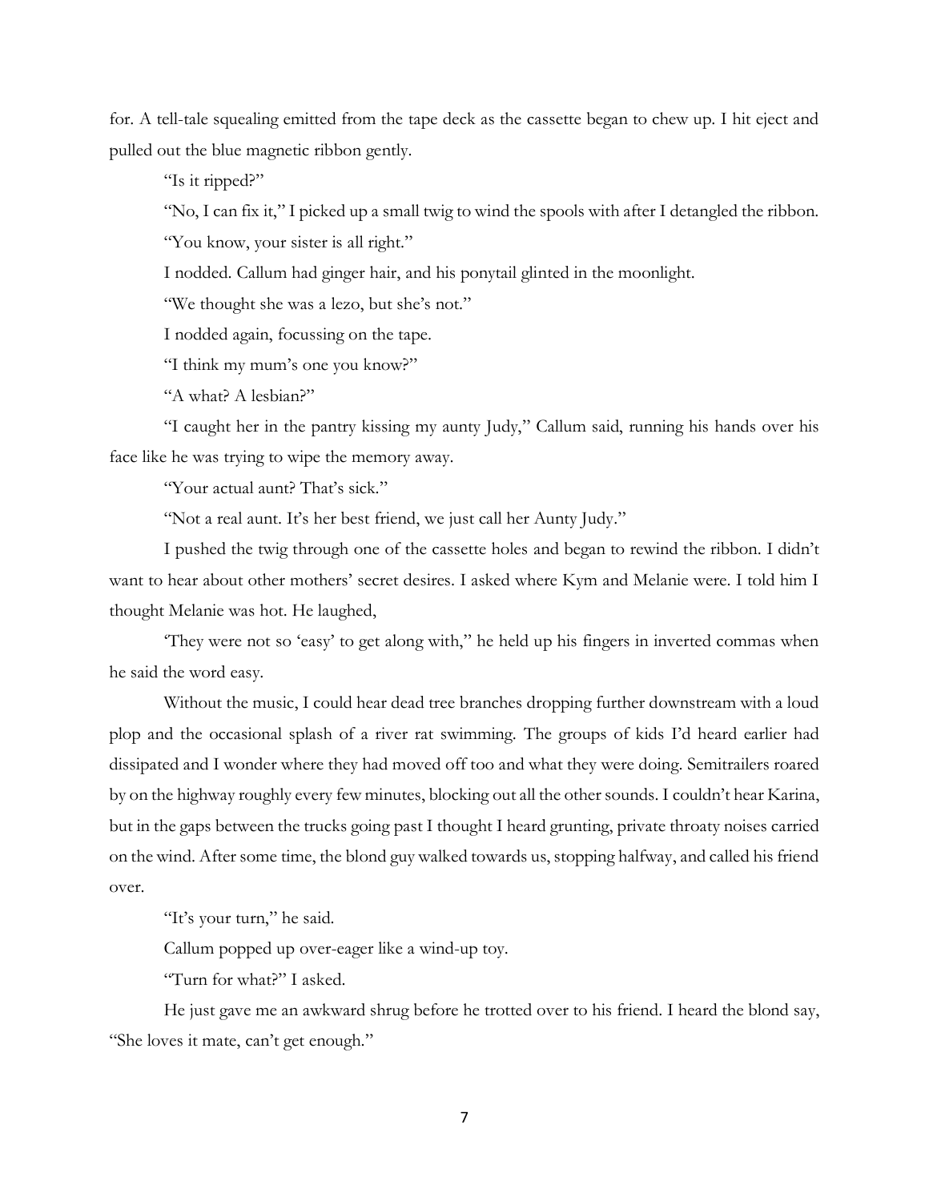for. A tell-tale squealing emitted from the tape deck as the cassette began to chew up. I hit eject and pulled out the blue magnetic ribbon gently.

"Is it ripped?"

"No, I can fix it," I picked up a small twig to wind the spools with after I detangled the ribbon.

"You know, your sister is all right."

I nodded. Callum had ginger hair, and his ponytail glinted in the moonlight.

"We thought she was a lezo, but she's not."

I nodded again, focussing on the tape.

"I think my mum's one you know?"

"A what? A lesbian?"

"I caught her in the pantry kissing my aunty Judy," Callum said, running his hands over his face like he was trying to wipe the memory away.

"Your actual aunt? That's sick."

"Not a real aunt. It's her best friend, we just call her Aunty Judy."

I pushed the twig through one of the cassette holes and began to rewind the ribbon. I didn't want to hear about other mothers' secret desires. I asked where Kym and Melanie were. I told him I thought Melanie was hot. He laughed,

'They were not so 'easy' to get along with," he held up his fingers in inverted commas when he said the word easy.

Without the music, I could hear dead tree branches dropping further downstream with a loud plop and the occasional splash of a river rat swimming. The groups of kids I'd heard earlier had dissipated and I wonder where they had moved off too and what they were doing. Semitrailers roared by on the highway roughly every few minutes, blocking out all the other sounds. I couldn't hear Karina, but in the gaps between the trucks going past I thought I heard grunting, private throaty noises carried on the wind. After some time, the blond guy walked towards us, stopping halfway, and called his friend over.

"It's your turn," he said.

Callum popped up over-eager like a wind-up toy.

"Turn for what?" I asked.

He just gave me an awkward shrug before he trotted over to his friend. I heard the blond say, "She loves it mate, can't get enough."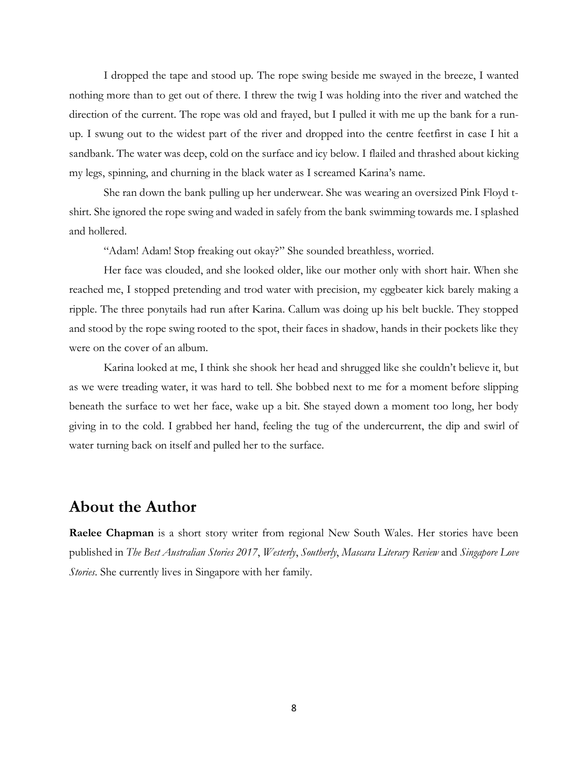I dropped the tape and stood up. The rope swing beside me swayed in the breeze, I wanted nothing more than to get out of there. I threw the twig I was holding into the river and watched the direction of the current. The rope was old and frayed, but I pulled it with me up the bank for a run-up. I swung out to the widest part of the river and dropped into the centre feetfirst in case I hit a sandbank. The water was deep, cold on the surface and icy below. I flailed and thrashed about kicking my legs, spinning, and churning in the black water as I screamed Karina's name.

She ran down the bank pulling up her underwear. She was wearing an oversized Pink Floyd t-shirt. She ignored the rope swing and waded in safely from the bank swimming towards me. I splashed and hollered.

"Adam! Adam! Stop freaking out okay?" She sounded breathless, worried.

Her face was clouded, and she looked older, like our mother only with short hair. When she reached me, I stopped pretending and trod water with precision, my eggbeater kick barely making a ripple. The three ponytails had run after Karina. Callum was doing up his belt buckle. They stopped and stood by the rope swing rooted to the spot, their faces in shadow, hands in their pockets like they were on the cover of an album.

Karina looked at me, I think she shook her head and shrugged like she couldn't believe it, but as we were treading water, it was hard to tell. She bobbed next to me for a moment before slipping beneath the surface to wet her face, wake up a bit. She stayed down a moment too long, her body giving in to the cold. I grabbed her hand, feeling the tug of the undercurrent, the dip and swirl of water turning back on itself and pulled her to the surface.

## About the Author

**Raelee Chapman** is a short story writer from regional New South Wales. Her stories have been published in *The Best Australian Stories 2017*, *Westerly*, *Southerly*, *Mascara Literary Review* and *Singapore Love Stories*. She currently lives in Singapore with her family.